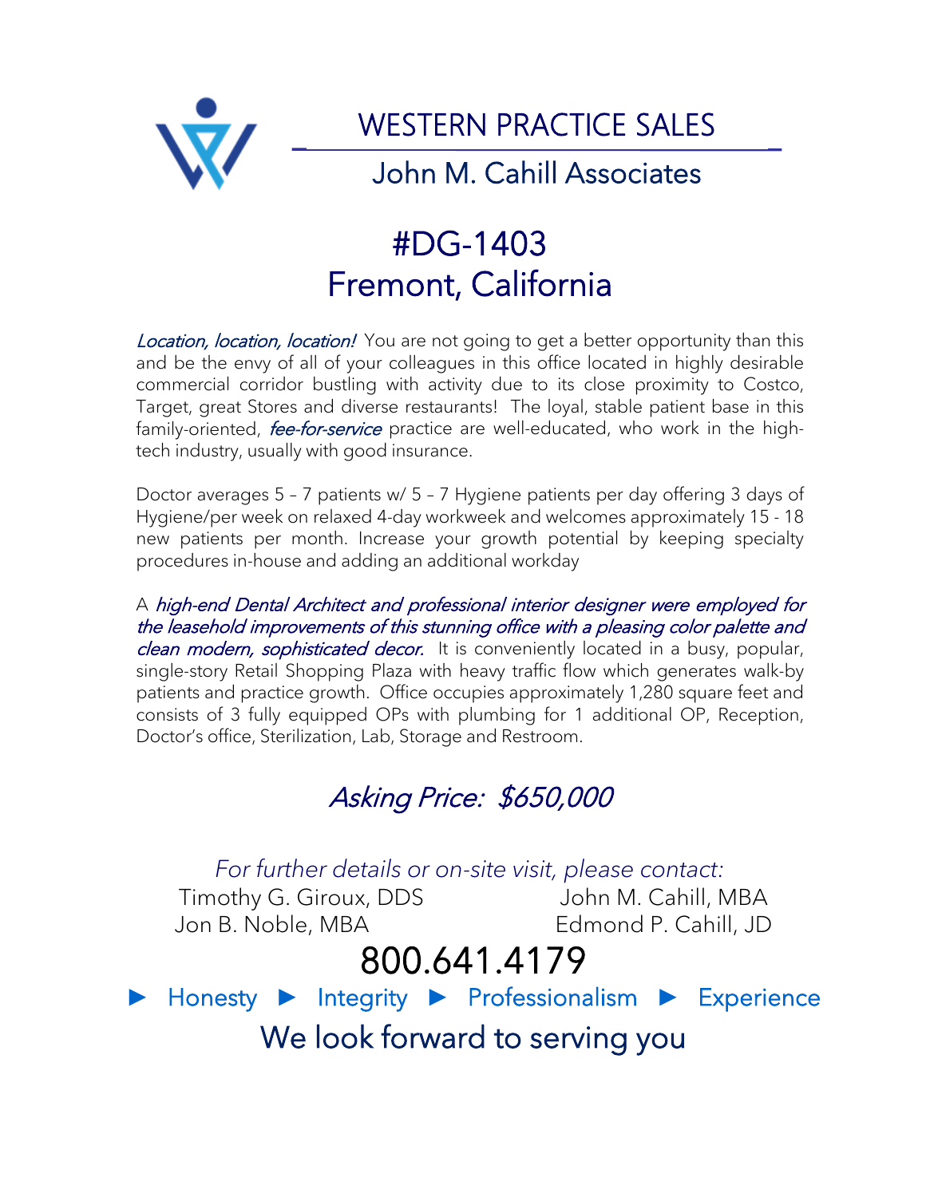# WESTERN PRACTICE SALES

## John M. Cahill Associates

# #DG-1403
# Fremont, California

*Location, location, location!* You are not going to get a better opportunity than this and be the envy of all of your colleagues in this office located in highly desirable commercial corridor bustling with activity due to its close proximity to Costco, Target, great Stores and diverse restaurants! The loyal, stable patient base in this family-oriented, *fee-for-service* practice are well-educated, who work in the high-tech industry, usually with good insurance.

Doctor averages 5 – 7 patients w/ 5 – 7 Hygiene patients per day offering 3 days of Hygiene/per week on relaxed 4-day workweek and welcomes approximately 15 - 18 new patients per month. Increase your growth potential by keeping specialty procedures in-house and adding an additional workday

A *high-end Dental Architect and professional interior designer were employed for the leasehold improvements of this stunning office with a pleasing color palette and clean modern, sophisticated decor.* It is conveniently located in a busy, popular, single-story Retail Shopping Plaza with heavy traffic flow which generates walk-by patients and practice growth. Office occupies approximately 1,280 square feet and consists of 3 fully equipped OPs with plumbing for 1 additional OP, Reception, Doctor's office, Sterilization, Lab, Storage and Restroom.

## *Asking Price: $650,000*

*For further details or on-site visit, please contact:*

Timothy G. Giroux, DDS
Jon B. Noble, MBA
John M. Cahill, MBA
Edmond P. Cahill, JD

**800.641.4179**

► Honesty ► Integrity ► Professionalism ► Experience

We look forward to serving you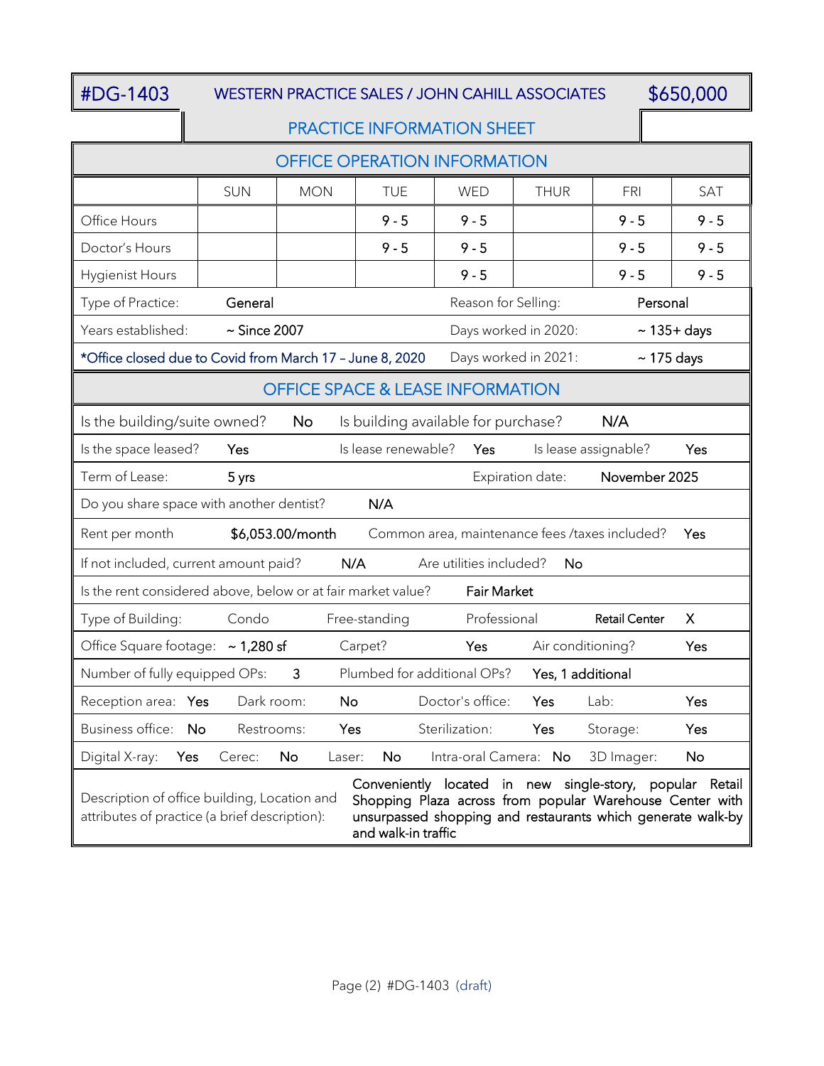| #DG-1403 | WESTERN PRACTICE SALES / JOHN CAHILL ASSOCIATES | $650,000 |
|---|---|---|

## PRACTICE INFORMATION SHEET

### OFFICE OPERATION INFORMATION

| | SUN | MON | TUE | WED | THUR | FRI | SAT |
|---|---|---|---|---|---|---|---|
| Office Hours | | | 9 - 5 | 9 - 5 | | 9 - 5 | 9 - 5 |
| Doctor's Hours | | | 9 - 5 | 9 - 5 | | 9 - 5 | 9 - 5 |
| Hygienist Hours | | | | 9 - 5 | | 9 - 5 | 9 - 5 |

| | | | |
|---|---|---|---|
| Type of Practice: | General | Reason for Selling: | Personal |
| Years established: | ~ Since 2007 | Days worked in 2020: | ~ 135+ days |
| *Office closed due to Covid from March 17 – June 8, 2020 | | Days worked in 2021: | ~ 175 days |

### OFFICE SPACE & LEASE INFORMATION

| | | | | | |
|---|---|---|---|---|---|
| Is the building/suite owned? | No | Is building available for purchase? | N/A | | |
| Is the space leased? | Yes | Is lease renewable? | Yes | Is lease assignable? | Yes |
| Term of Lease: | 5 yrs | Expiration date: | November 2025 | | |
| Do you share space with another dentist? | N/A | | | | |
| Rent per month | $6,053.00/month | Common area, maintenance fees /taxes included? | Yes | | |
| If not included, current amount paid? | N/A | Are utilities included? | No | | |
| Is the rent considered above, below or at fair market value? | Fair Market | | | | |

| | | | | |
|---|---|---|---|---|
| Type of Building: | Condo | Free-standing | Professional | Retail Center X |

| | | | | | |
|---|---|---|---|---|---|
| Office Square footage: | ~ 1,280 sf | Carpet? | Yes | Air conditioning? | Yes |
| Number of fully equipped OPs: | 3 | Plumbed for additional OPs? | Yes, 1 additional | | |

| | | | | | | | |
|---|---|---|---|---|---|---|---|
| Reception area: | Yes | Dark room: | No | Doctor's office: | Yes | Lab: | Yes |
| Business office: | No | Restrooms: | Yes | Sterilization: | Yes | Storage: | Yes |

| | | | | | | | | | |
|---|---|---|---|---|---|---|---|---|---|
| Digital X-ray: | Yes | Cerec: | No | Laser: | No | Intra-oral Camera: | No | 3D Imager: | No |

| | |
|---|---|
| Description of office building, Location and attributes of practice (a brief description): | Conveniently located in new single-story, popular Retail Shopping Plaza across from popular Warehouse Center with unsurpassed shopping and restaurants which generate walk-by and walk-in traffic |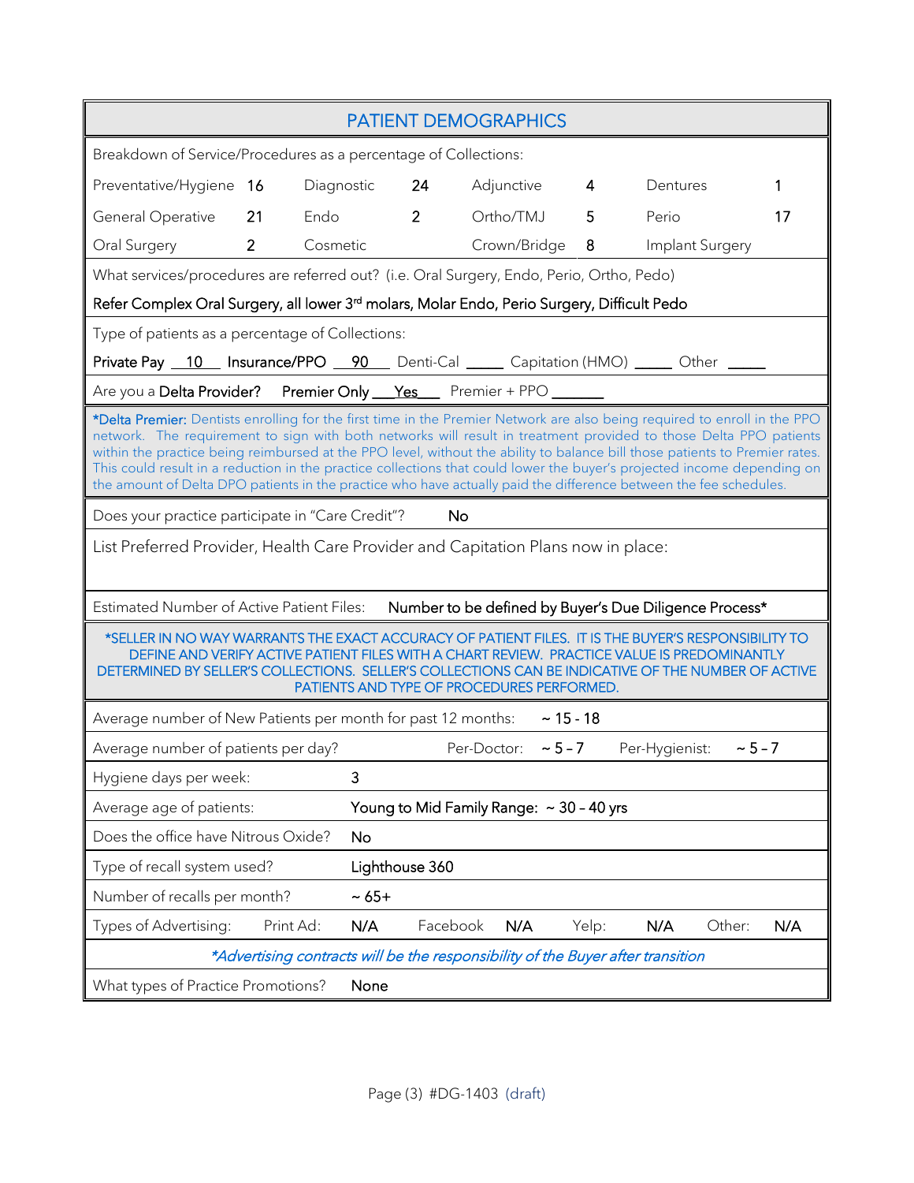## PATIENT DEMOGRAPHICS

Breakdown of Service/Procedures as a percentage of Collections:

| | | | | | | | |
|---|---|---|---|---|---|---|---|
| Preventative/Hygiene | 16 | Diagnostic | 24 | Adjunctive | 4 | Dentures | 1 |
| General Operative | 21 | Endo | 2 | Ortho/TMJ | 5 | Perio | 17 |
| Oral Surgery | 2 | Cosmetic | | Crown/Bridge | 8 | Implant Surgery | |

What services/procedures are referred out? (i.e. Oral Surgery, Endo, Perio, Ortho, Pedo)

Refer Complex Oral Surgery, all lower 3rd molars, Molar Endo, Perio Surgery, Difficult Pedo

Type of patients as a percentage of Collections:

Private Pay __10__ Insurance/PPO __90__ Denti-Cal _____ Capitation (HMO) _____ Other _____

Are you a **Delta Provider?** **Premier Only** __Yes__ Premier + PPO _______

*Delta Premier: Dentists enrolling for the first time in the Premier Network are also being required to enroll in the PPO network. The requirement to sign with both networks will result in treatment provided to those Delta PPO patients within the practice being reimbursed at the PPO level, without the ability to balance bill those patients to Premier rates. This could result in a reduction in the practice collections that could lower the buyer's projected income depending on the amount of Delta DPO patients in the practice who have actually paid the difference between the fee schedules.

Does your practice participate in "Care Credit"? No

List Preferred Provider, Health Care Provider and Capitation Plans now in place:

Estimated Number of Active Patient Files: Number to be defined by Buyer's Due Diligence Process*

*SELLER IN NO WAY WARRANTS THE EXACT ACCURACY OF PATIENT FILES. IT IS THE BUYER'S RESPONSIBILITY TO DEFINE AND VERIFY ACTIVE PATIENT FILES WITH A CHART REVIEW. PRACTICE VALUE IS PREDOMINANTLY DETERMINED BY SELLER'S COLLECTIONS. SELLER'S COLLECTIONS CAN BE INDICATIVE OF THE NUMBER OF ACTIVE PATIENTS AND TYPE OF PROCEDURES PERFORMED.

Average number of New Patients per month for past 12 months: ~ 15 - 18

Average number of patients per day? Per-Doctor: ~ 5 – 7 Per-Hygienist: ~ 5 – 7

Hygiene days per week: 3

Average age of patients: Young to Mid Family Range: ~ 30 – 40 yrs

Does the office have Nitrous Oxide? No

Type of recall system used? Lighthouse 360

Number of recalls per month? ~ 65+

Types of Advertising: Print Ad: N/A Facebook N/A Yelp: N/A Other: N/A

*\*Advertising contracts will be the responsibility of the Buyer after transition*

What types of Practice Promotions? None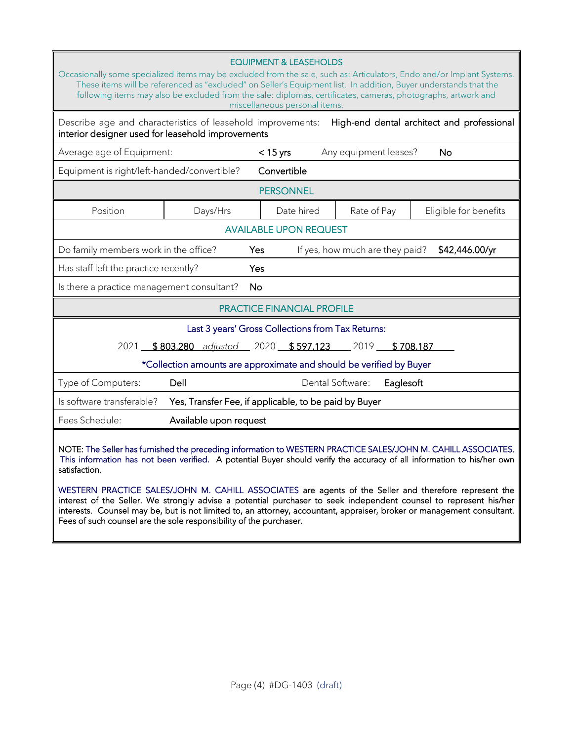## EQUIPMENT & LEASEHOLDS

Occasionally some specialized items may be excluded from the sale, such as: Articulators, Endo and/or Implant Systems. These items will be referenced as "excluded" on Seller's Equipment list. In addition, Buyer understands that the following items may also be excluded from the sale: diplomas, certificates, cameras, photographs, artwork and miscellaneous personal items.

Describe age and characteristics of leasehold improvements: High-end dental architect and professional interior designer used for leasehold improvements

Average age of Equipment: < 15 yrs — Any equipment leases? No

Equipment is right/left-handed/convertible? Convertible

## PERSONNEL

| Position | Days/Hrs | Date hired | Rate of Pay | Eligible for benefits |
|---|---|---|---|---|
| AVAILABLE UPON REQUEST | | | | |

Do family members work in the office? Yes — If yes, how much are they paid? $42,446.00/yr

Has staff left the practice recently? Yes

Is there a practice management consultant? No

## PRACTICE FINANCIAL PROFILE

**Last 3 years' Gross Collections from Tax Returns:**

2021 $ 803,280 *adjusted* 2020 $ 597,123 2019 $ 708,187

*Collection amounts are approximate and should be verified by Buyer

Type of Computers: Dell — Dental Software: Eaglesoft

Is software transferable? Yes, Transfer Fee, if applicable, to be paid by Buyer

Fees Schedule: Available upon request

NOTE: The Seller has furnished the preceding information to WESTERN PRACTICE SALES/JOHN M. CAHILL ASSOCIATES. This information has not been verified. A potential Buyer should verify the accuracy of all information to his/her own satisfaction.

WESTERN PRACTICE SALES/JOHN M. CAHILL ASSOCIATES are agents of the Seller and therefore represent the interest of the Seller. We strongly advise a potential purchaser to seek independent counsel to represent his/her interests. Counsel may be, but is not limited to, an attorney, accountant, appraiser, broker or management consultant. Fees of such counsel are the sole responsibility of the purchaser.